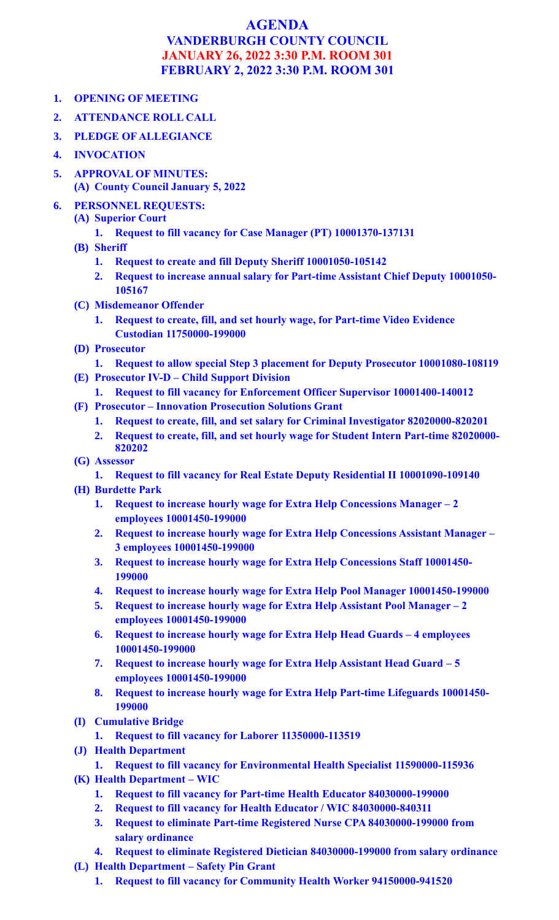# AGENDA
## VANDERBURGH COUNTY COUNCIL
## JANUARY 26, 2022 3:30 P.M. ROOM 301
## FEBRUARY 2, 2022 3:30 P.M. ROOM 301

1. **OPENING OF MEETING**
2. **ATTENDANCE ROLL CALL**
3. **PLEDGE OF ALLEGIANCE**
4. **INVOCATION**
5. **APPROVAL OF MINUTES:**
   - **(A) County Council January 5, 2022**
6. **PERSONNEL REQUESTS:**
   - **(A) Superior Court**
     1. **Request to fill vacancy for Case Manager (PT) 10001370-137131**
   - **(B) Sheriff**
     1. **Request to create and fill Deputy Sheriff 10001050-105142**
     2. **Request to increase annual salary for Part-time Assistant Chief Deputy 10001050-105167**
   - **(C) Misdemeanor Offender**
     1. **Request to create, fill, and set hourly wage, for Part-time Video Evidence Custodian 11750000-199000**
   - **(D) Prosecutor**
     1. **Request to allow special Step 3 placement for Deputy Prosecutor 10001080-108119**
   - **(E) Prosecutor IV-D – Child Support Division**
     1. **Request to fill vacancy for Enforcement Officer Supervisor 10001400-140012**
   - **(F) Prosecutor – Innovation Prosecution Solutions Grant**
     1. **Request to create, fill, and set salary for Criminal Investigator 82020000-820201**
     2. **Request to create, fill, and set hourly wage for Student Intern Part-time 82020000-820202**
   - **(G) Assessor**
     1. **Request to fill vacancy for Real Estate Deputy Residential II 10001090-109140**
   - **(H) Burdette Park**
     1. **Request to increase hourly wage for Extra Help Concessions Manager – 2 employees 10001450-199000**
     2. **Request to increase hourly wage for Extra Help Concessions Assistant Manager – 3 employees 10001450-199000**
     3. **Request to increase hourly wage for Extra Help Concessions Staff 10001450-199000**
     4. **Request to increase hourly wage for Extra Help Pool Manager 10001450-199000**
     5. **Request to increase hourly wage for Extra Help Assistant Pool Manager – 2 employees 10001450-199000**
     6. **Request to increase hourly wage for Extra Help Head Guards – 4 employees 10001450-199000**
     7. **Request to increase hourly wage for Extra Help Assistant Head Guard – 5 employees 10001450-199000**
     8. **Request to increase hourly wage for Extra Help Part-time Lifeguards 10001450-199000**
   - **(I) Cumulative Bridge**
     1. **Request to fill vacancy for Laborer 11350000-113519**
   - **(J) Health Department**
     1. **Request to fill vacancy for Environmental Health Specialist 11590000-115936**
   - **(K) Health Department – WIC**
     1. **Request to fill vacancy for Part-time Health Educator 84030000-199000**
     2. **Request to fill vacancy for Health Educator / WIC 84030000-840311**
     3. **Request to eliminate Part-time Registered Nurse CPA 84030000-199000 from salary ordinance**
     4. **Request to eliminate Registered Dietician 84030000-199000 from salary ordinance**
   - **(L) Health Department – Safety Pin Grant**
     1. **Request to fill vacancy for Community Health Worker 94150000-941520**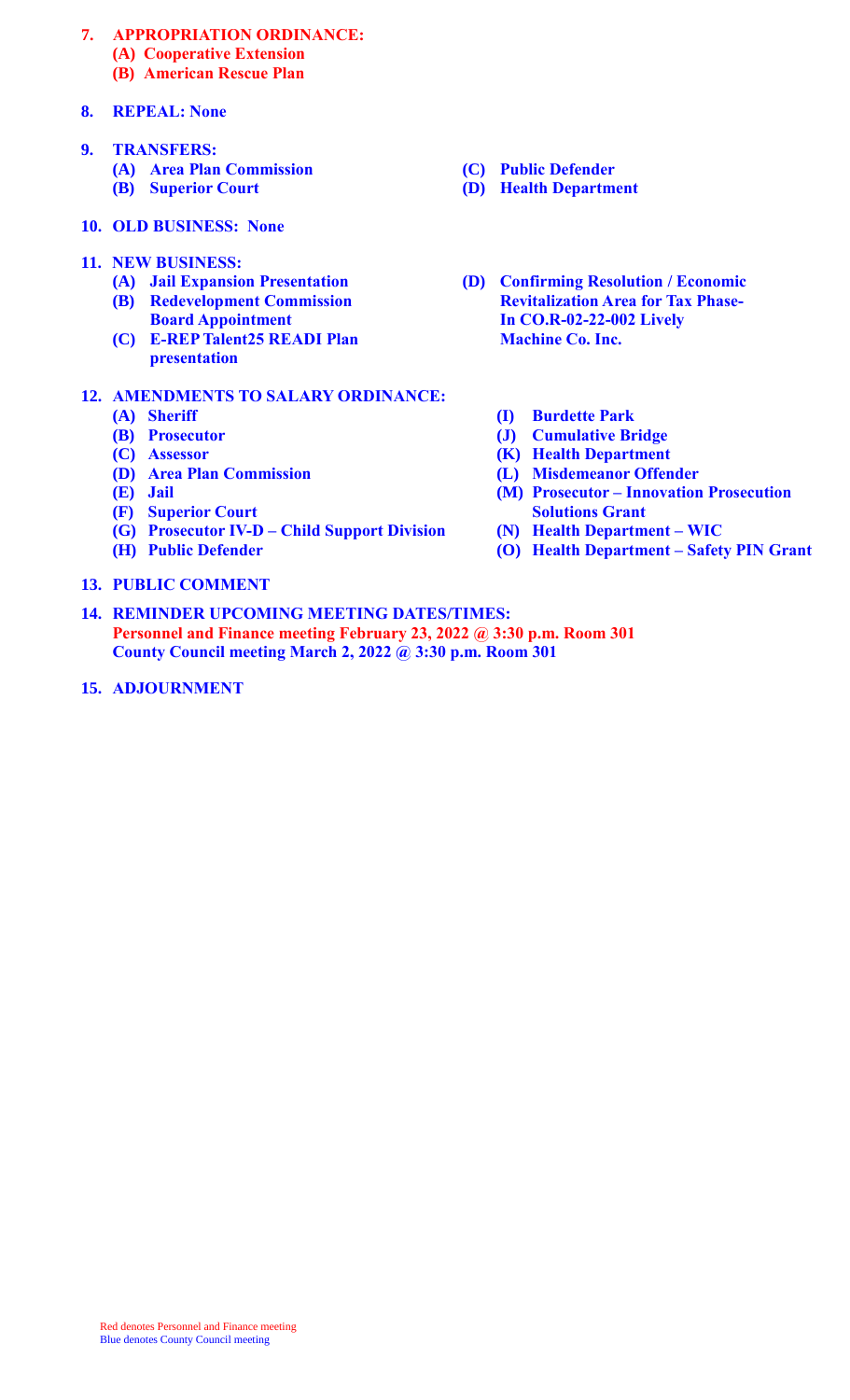**7. APPROPRIATION ORDINANCE:**
- **(A) Cooperative Extension**
- **(B) American Rescue Plan**

**8. REPEAL: None**

**9. TRANSFERS:**
- **(A) Area Plan Commission**
- **(B) Superior Court**
- **(C) Public Defender**
- **(D) Health Department**

**10. OLD BUSINESS: None**

**11. NEW BUSINESS:**
- **(A) Jail Expansion Presentation**
- **(B) Redevelopment Commission Board Appointment**
- **(C) E-REP Talent25 READI Plan presentation**
- **(D) Confirming Resolution / Economic Revitalization Area for Tax Phase-In CO.R-02-22-002 Lively Machine Co. Inc.**

**12. AMENDMENTS TO SALARY ORDINANCE:**
- **(A) Sheriff**
- **(B) Prosecutor**
- **(C) Assessor**
- **(D) Area Plan Commission**
- **(E) Jail**
- **(F) Superior Court**
- **(G) Prosecutor IV-D – Child Support Division**
- **(H) Public Defender**
- **(I) Burdette Park**
- **(J) Cumulative Bridge**
- **(K) Health Department**
- **(L) Misdemeanor Offender**
- **(M) Prosecutor – Innovation Prosecution Solutions Grant**
- **(N) Health Department – WIC**
- **(O) Health Department – Safety PIN Grant**

**13. PUBLIC COMMENT**

**14. REMINDER UPCOMING MEETING DATES/TIMES:**
**Personnel and Finance meeting February 23, 2022 @ 3:30 p.m. Room 301**
**County Council meeting March 2, 2022 @ 3:30 p.m. Room 301**

**15. ADJOURNMENT**

Red denotes Personnel and Finance meeting
Blue denotes County Council meeting